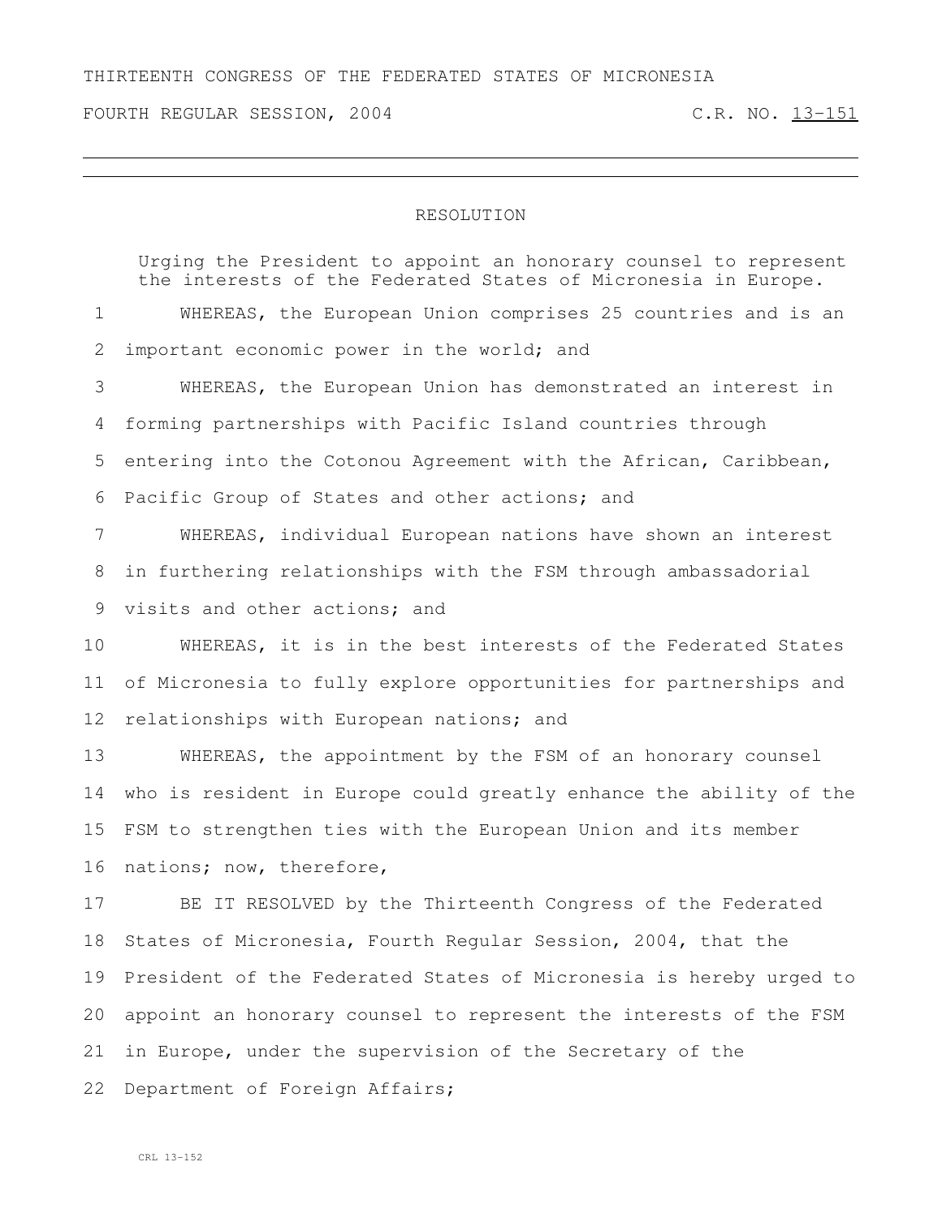THIRTEENTH CONGRESS OF THE FEDERATED STATES OF MICRONESIA

FOURTH REGULAR SESSION, 2004 C.R. NO. 13-151

# RESOLUTION

Urging the President to appoint an honorary counsel to represent the interests of the Federated States of Micronesia in Europe.

WHEREAS, the European Union comprises 25 countries and is an important economic power in the world; and

WHEREAS, the European Union has demonstrated an interest in forming partnerships with Pacific Island countries through entering into the Cotonou Agreement with the African, Caribbean, Pacific Group of States and other actions; and

WHEREAS, individual European nations have shown an interest in furthering relationships with the FSM through ambassadorial visits and other actions; and

WHEREAS, it is in the best interests of the Federated States of Micronesia to fully explore opportunities for partnerships and relationships with European nations; and

WHEREAS, the appointment by the FSM of an honorary counsel who is resident in Europe could greatly enhance the ability of the FSM to strengthen ties with the European Union and its member nations; now, therefore,

BE IT RESOLVED by the Thirteenth Congress of the Federated States of Micronesia, Fourth Regular Session, 2004, that the President of the Federated States of Micronesia is hereby urged to appoint an honorary counsel to represent the interests of the FSM in Europe, under the supervision of the Secretary of the Department of Foreign Affairs;

CRL 13-152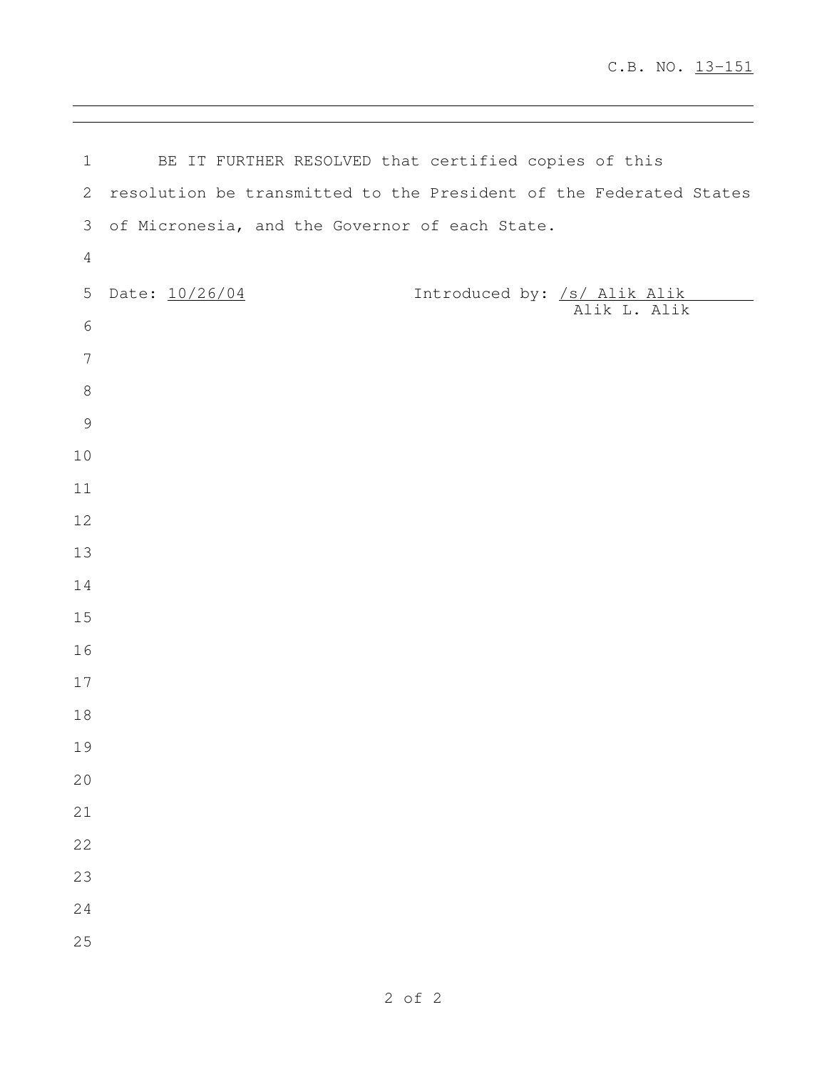BE IT FURTHER RESOLVED that certified copies of this resolution be transmitted to the President of the Federated States of Micronesia, and the Governor of each State.

Date: 10/26/04

Introduced by: /s/ Alik Alik
Alik L. Alik